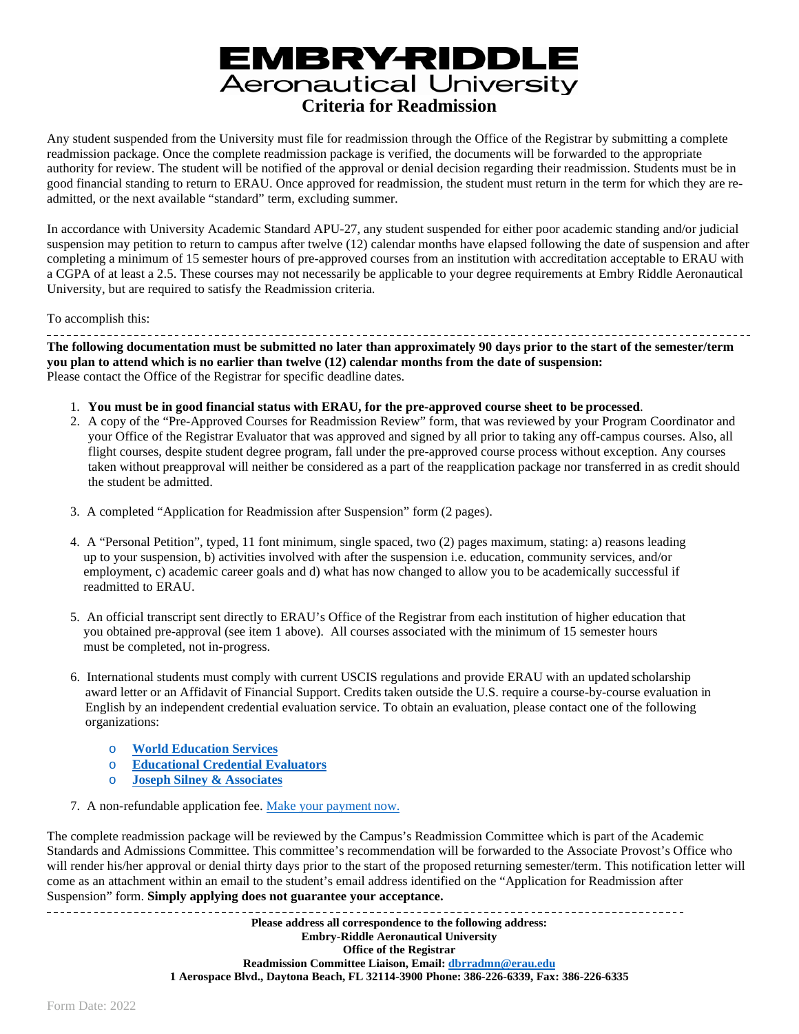# EMBRY-RIDDLE Aeronautical University

## Criteria for Readmission

Any student suspended from the University must file for readmission through the Office of the Registrar by submitting a complete readmission package. Once the complete readmission package is verified, the documents will be forwarded to the appropriate authority for review. The student will be notified of the approval or denial decision regarding their readmission. Students must be in good financial standing to return to ERAU. Once approved for readmission, the student must return in the term for which they are re-admitted, or the next available "standard" term, excluding summer.

In accordance with University Academic Standard APU-27, any student suspended for either poor academic standing and/or judicial suspension may petition to return to campus after twelve (12) calendar months have elapsed following the date of suspension and after completing a minimum of 15 semester hours of pre-approved courses from an institution with accreditation acceptable to ERAU with a CGPA of at least a 2.5. These courses may not necessarily be applicable to your degree requirements at Embry Riddle Aeronautical University, but are required to satisfy the Readmission criteria.

To accomplish this:

---

**The following documentation must be submitted no later than approximately 90 days prior to the start of the semester/term you plan to attend which is no earlier than twelve (12) calendar months from the date of suspension:**
Please contact the Office of the Registrar for specific deadline dates.

1. **You must be in good financial status with ERAU, for the pre-approved course sheet to be processed**.
2. A copy of the "Pre-Approved Courses for Readmission Review" form, that was reviewed by your Program Coordinator and your Office of the Registrar Evaluator that was approved and signed by all prior to taking any off-campus courses. Also, all flight courses, despite student degree program, fall under the pre-approved course process without exception. Any courses taken without preapproval will neither be considered as a part of the reapplication package nor transferred in as credit should the student be admitted.
3. A completed "Application for Readmission after Suspension" form (2 pages).
4. A "Personal Petition", typed, 11 font minimum, single spaced, two (2) pages maximum, stating: a) reasons leading up to your suspension, b) activities involved with after the suspension i.e. education, community services, and/or employment, c) academic career goals and d) what has now changed to allow you to be academically successful if readmitted to ERAU.
5. An official transcript sent directly to ERAU's Office of the Registrar from each institution of higher education that you obtained pre-approval (see item 1 above). All courses associated with the minimum of 15 semester hours must be completed, not in-progress.
6. International students must comply with current USCIS regulations and provide ERAU with an updated scholarship award letter or an Affidavit of Financial Support. Credits taken outside the U.S. require a course-by-course evaluation in English by an independent credential evaluation service. To obtain an evaluation, please contact one of the following organizations:
   - **World Education Services**
   - **Educational Credential Evaluators**
   - **Joseph Silney & Associates**
7. A non-refundable application fee. Make your payment now.

The complete readmission package will be reviewed by the Campus's Readmission Committee which is part of the Academic Standards and Admissions Committee. This committee's recommendation will be forwarded to the Associate Provost's Office who will render his/her approval or denial thirty days prior to the start of the proposed returning semester/term. This notification letter will come as an attachment within an email to the student's email address identified on the "Application for Readmission after Suspension" form. **Simply applying does not guarantee your acceptance.**

---

**Please address all correspondence to the following address:**
**Embry-Riddle Aeronautical University**
**Office of the Registrar**
**Readmission Committee Liaison, Email: dbrradmn@erau.edu**
**1 Aerospace Blvd., Daytona Beach, FL 32114-3900 Phone: 386-226-6339, Fax: 386-226-6335**

Form Date: 2022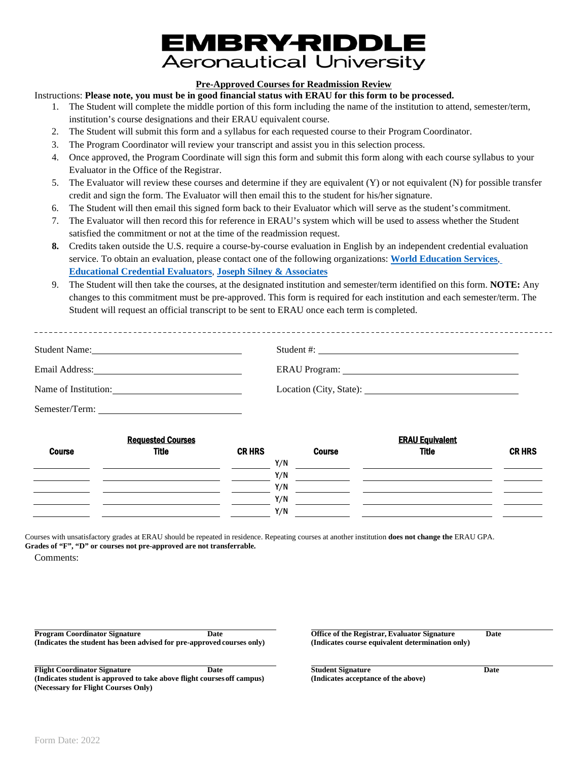# EMBRY-RIDDLE
## Aeronautical University

**Pre-Approved Courses for Readmission Review**

Instructions: **Please note, you must be in good financial status with ERAU for this form to be processed.**

1. The Student will complete the middle portion of this form including the name of the institution to attend, semester/term, institution's course designations and their ERAU equivalent course.
2. The Student will submit this form and a syllabus for each requested course to their Program Coordinator.
3. The Program Coordinator will review your transcript and assist you in this selection process.
4. Once approved, the Program Coordinate will sign this form and submit this form along with each course syllabus to your Evaluator in the Office of the Registrar.
5. The Evaluator will review these courses and determine if they are equivalent (Y) or not equivalent (N) for possible transfer credit and sign the form. The Evaluator will then email this to the student for his/her signature.
6. The Student will then email this signed form back to their Evaluator which will serve as the student's commitment.
7. The Evaluator will then record this for reference in ERAU's system which will be used to assess whether the Student satisfied the commitment or not at the time of the readmission request.
8. Credits taken outside the U.S. require a course-by-course evaluation in English by an independent credential evaluation service. To obtain an evaluation, please contact one of the following organizations: **World Education Services**, **Educational Credential Evaluators**, **Joseph Silney & Associates**
9. The Student will then take the courses, at the designated institution and semester/term identified on this form. **NOTE:** Any changes to this commitment must be pre-approved. This form is required for each institution and each semester/term. The Student will request an official transcript to be sent to ERAU once each term is completed.

---

Student Name: ______________________ Student #: ______________________

Email Address: ______________________ ERAU Program: ______________________

Name of Institution: ______________________ Location (City, State): ______________________

Semester/Term: ______________________

| Requested Courses | | | | ERAU Equivalent | | |
|---|---|---|---|---|---|---|
| Course | Title | CR HRS | | Course | Title | CR HRS |
| | | | Y/N | | | |
| | | | Y/N | | | |
| | | | Y/N | | | |
| | | | Y/N | | | |
| | | | Y/N | | | |

Courses with unsatisfactory grades at ERAU should be repeated in residence. Repeating courses at another institution **does not change the** ERAU GPA. **Grades of "F", "D" or courses not pre-approved are not transferrable.**

Comments:

**Program Coordinator Signature** **Date**
**(Indicates the student has been advised for pre-approved courses only)**

**Office of the Registrar, Evaluator Signature** **Date**
**(Indicates course equivalent determination only)**

**Flight Coordinator Signature** **Date**
**(Indicates student is approved to take above flight courses off campus)**
**(Necessary for Flight Courses Only)**

**Student Signature** **Date**
**(Indicates acceptance of the above)**

Form Date: 2022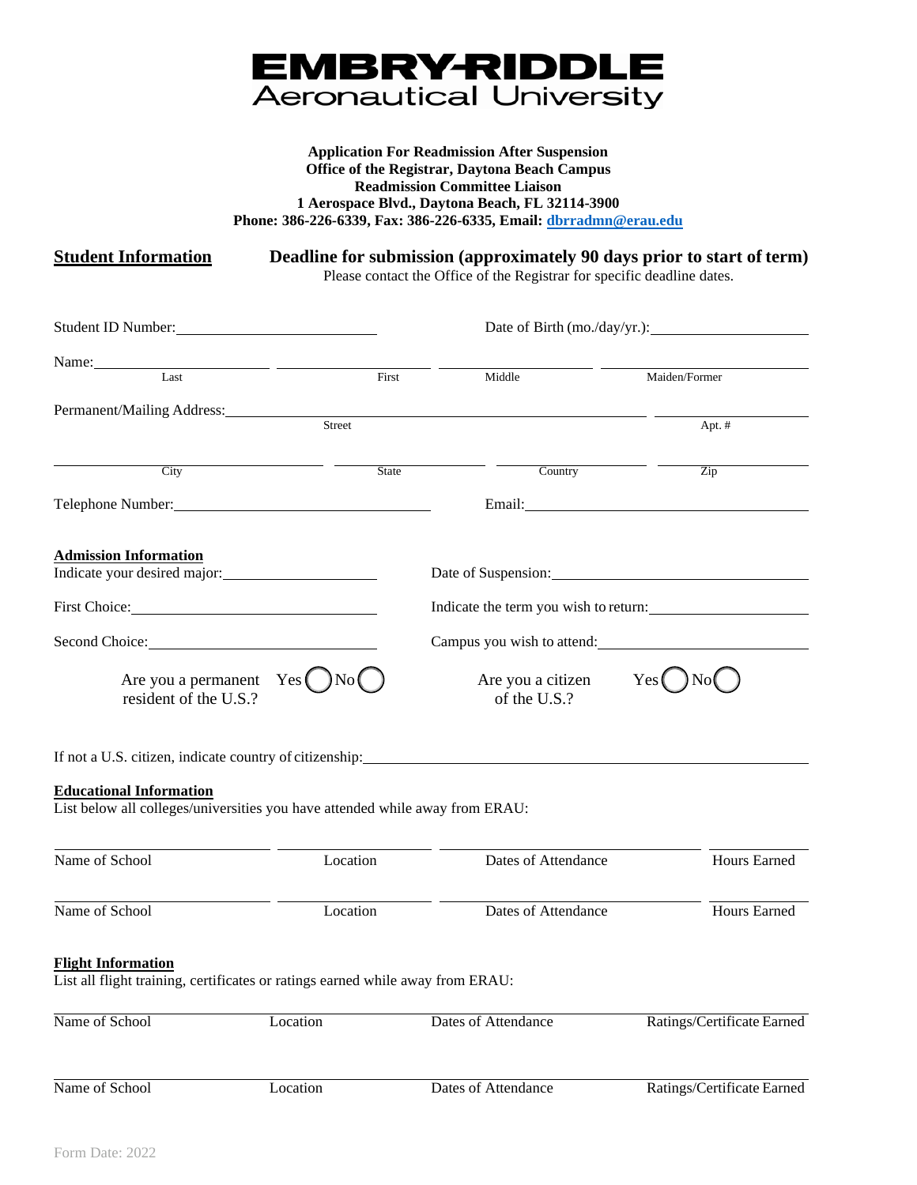# EMBRY-RIDDLE
## Aeronautical University

**Application For Readmission After Suspension**
**Office of the Registrar, Daytona Beach Campus**
**Readmission Committee Liaison**
**1 Aerospace Blvd., Daytona Beach, FL 32114-3900**
**Phone: 386-226-6339, Fax: 386-226-6335, Email: dbrradmn@erau.edu**

**Student Information** **Deadline for submission (approximately 90 days prior to start of term)**
Please contact the Office of the Registrar for specific deadline dates.

Student ID Number: \_\_\_\_\_\_\_\_\_\_\_\_\_\_\_\_\_\_\_\_ Date of Birth (mo./day/yr.): \_\_\_\_\_\_\_\_\_\_\_\_\_\_\_\_\_\_\_\_

Name: \_\_\_\_\_\_\_\_\_\_\_\_\_\_\_\_\_\_\_\_ \_\_\_\_\_\_\_\_\_\_\_\_\_\_\_\_\_\_\_\_ \_\_\_\_\_\_\_\_\_\_\_\_\_\_\_\_\_\_\_\_ \_\_\_\_\_\_\_\_\_\_\_\_\_\_\_\_\_\_\_\_
Last First Middle Maiden/Former

Permanent/Mailing Address: \_\_\_\_\_\_\_\_\_\_\_\_\_\_\_\_\_\_\_\_\_\_\_\_\_\_\_\_\_\_\_\_\_\_\_\_\_\_\_\_ \_\_\_\_\_\_\_\_\_\_\_\_\_\_\_\_\_\_\_\_
Street Apt. #

\_\_\_\_\_\_\_\_\_\_\_\_\_\_\_\_\_\_\_\_ \_\_\_\_\_\_\_\_\_\_\_\_\_\_\_\_\_\_\_\_ \_\_\_\_\_\_\_\_\_\_\_\_\_\_\_\_\_\_\_\_ \_\_\_\_\_\_\_\_\_\_\_\_\_\_\_\_\_\_\_\_
City State Country Zip

Telephone Number: \_\_\_\_\_\_\_\_\_\_\_\_\_\_\_\_\_\_\_\_ Email: \_\_\_\_\_\_\_\_\_\_\_\_\_\_\_\_\_\_\_\_

**Admission Information**

Indicate your desired major: \_\_\_\_\_\_\_\_\_\_\_\_\_\_\_\_\_\_\_\_ Date of Suspension: \_\_\_\_\_\_\_\_\_\_\_\_\_\_\_\_\_\_\_\_

First Choice: \_\_\_\_\_\_\_\_\_\_\_\_\_\_\_\_\_\_\_\_ Indicate the term you wish to return: \_\_\_\_\_\_\_\_\_\_\_\_\_\_\_\_\_\_\_\_

Second Choice: \_\_\_\_\_\_\_\_\_\_\_\_\_\_\_\_\_\_\_\_ Campus you wish to attend: \_\_\_\_\_\_\_\_\_\_\_\_\_\_\_\_\_\_\_\_

Are you a permanent resident of the U.S.? Yes ◯ No ◯ Are you a citizen of the U.S.? Yes ◯ No ◯

If not a U.S. citizen, indicate country of citizenship: \_\_\_\_\_\_\_\_\_\_\_\_\_\_\_\_\_\_\_\_\_\_\_\_\_\_\_\_\_\_\_\_\_\_\_\_\_\_\_\_

**Educational Information**

List below all colleges/universities you have attended while away from ERAU:

| Name of School | Location | Dates of Attendance | Hours Earned |
|---|---|---|---|
| | | | |
| | | | |

**Flight Information**

List all flight training, certificates or ratings earned while away from ERAU:

| Name of School | Location | Dates of Attendance | Ratings/Certificate Earned |
|---|---|---|---|
| | | | |
| | | | |

Form Date: 2022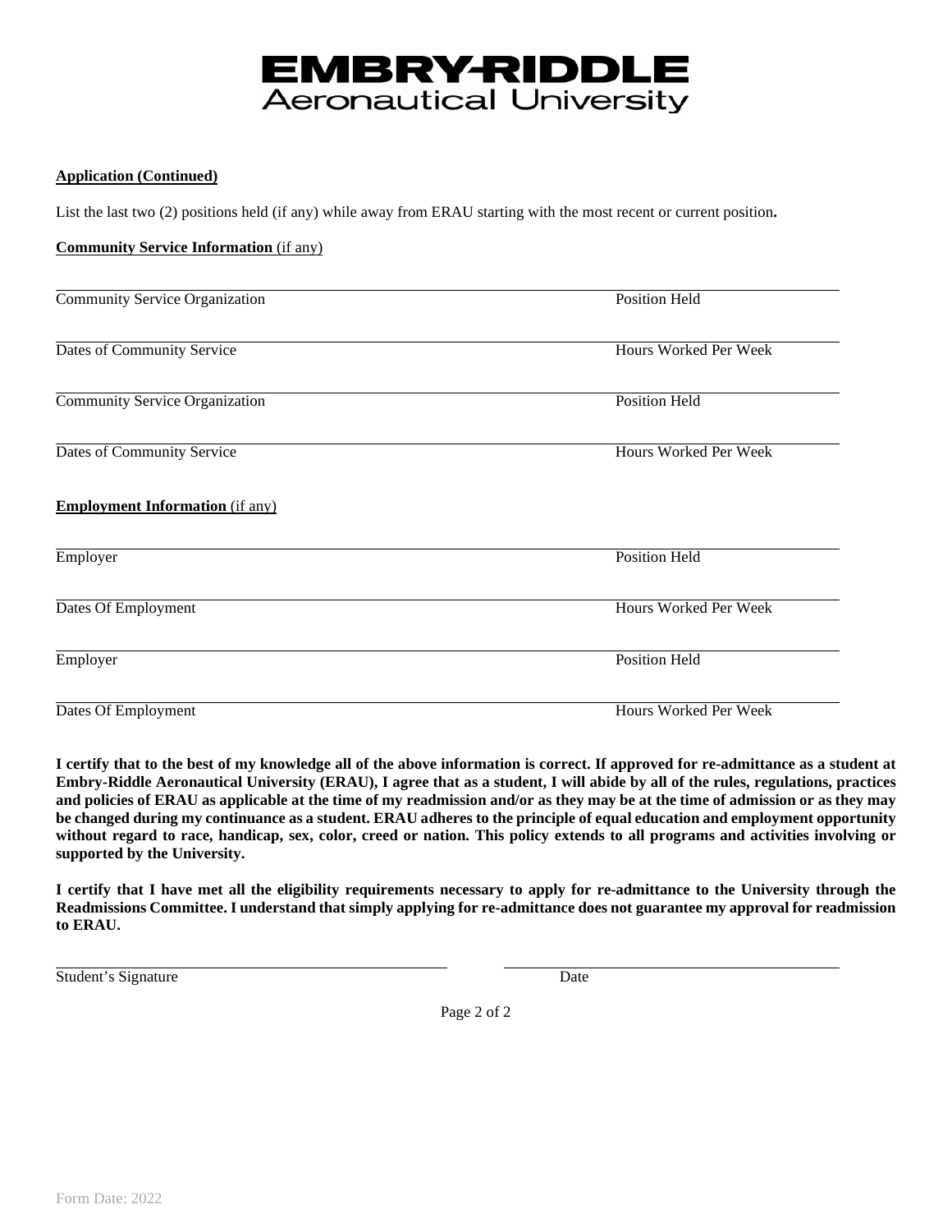# EMBRY-RIDDLE
Aeronautical University

**Application (Continued)**

List the last two (2) positions held (if any) while away from ERAU starting with the most recent or current position**.**

**Community Service Information** (if any)

| | |
|---|---|
| Community Service Organization | Position Held |
| Dates of Community Service | Hours Worked Per Week |
| Community Service Organization | Position Held |
| Dates of Community Service | Hours Worked Per Week |

**Employment Information** (if any)

| | |
|---|---|
| Employer | Position Held |
| Dates Of Employment | Hours Worked Per Week |
| Employer | Position Held |
| Dates Of Employment | Hours Worked Per Week |

**I certify that to the best of my knowledge all of the above information is correct. If approved for re-admittance as a student at Embry-Riddle Aeronautical University (ERAU), I agree that as a student, I will abide by all of the rules, regulations, practices and policies of ERAU as applicable at the time of my readmission and/or as they may be at the time of admission or as they may be changed during my continuance as a student. ERAU adheres to the principle of equal education and employment opportunity without regard to race, handicap, sex, color, creed or nation. This policy extends to all programs and activities involving or supported by the University.**

**I certify that I have met all the eligibility requirements necessary to apply for re-admittance to the University through the Readmissions Committee. I understand that simply applying for re-admittance does not guarantee my approval for readmission to ERAU.**

| | |
|---|---|
| Student's Signature | Date |

Form Date: 2022